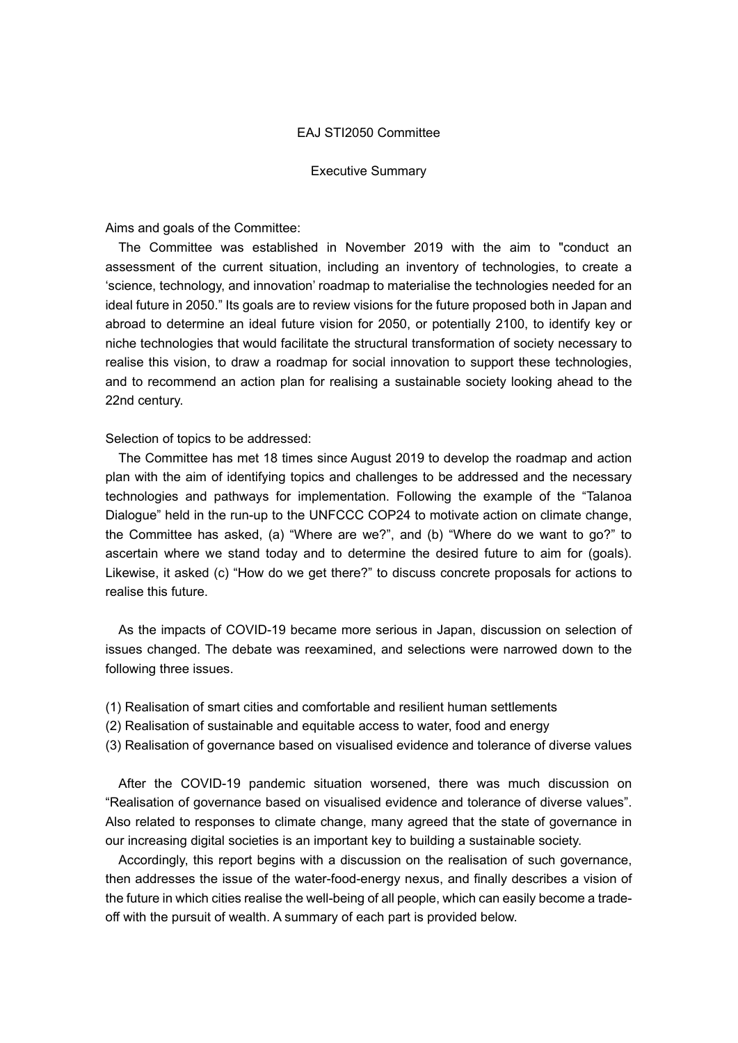# EAJ STI2050 Committee

## Executive Summary

Aims and goals of the Committee:

The Committee was established in November 2019 with the aim to "conduct an assessment of the current situation, including an inventory of technologies, to create a 'science, technology, and innovation' roadmap to materialise the technologies needed for an ideal future in 2050." Its goals are to review visions for the future proposed both in Japan and abroad to determine an ideal future vision for 2050, or potentially 2100, to identify key or niche technologies that would facilitate the structural transformation of society necessary to realise this vision, to draw a roadmap for social innovation to support these technologies, and to recommend an action plan for realising a sustainable society looking ahead to the 22nd century.

Selection of topics to be addressed:

The Committee has met 18 times since August 2019 to develop the roadmap and action plan with the aim of identifying topics and challenges to be addressed and the necessary technologies and pathways for implementation. Following the example of the "Talanoa Dialogue" held in the run-up to the UNFCCC COP24 to motivate action on climate change, the Committee has asked, (a) "Where are we?", and (b) "Where do we want to go?" to ascertain where we stand today and to determine the desired future to aim for (goals). Likewise, it asked (c) "How do we get there?" to discuss concrete proposals for actions to realise this future.

As the impacts of COVID-19 became more serious in Japan, discussion on selection of issues changed. The debate was reexamined, and selections were narrowed down to the following three issues.

(1) Realisation of smart cities and comfortable and resilient human settlements
(2) Realisation of sustainable and equitable access to water, food and energy
(3) Realisation of governance based on visualised evidence and tolerance of diverse values

After the COVID-19 pandemic situation worsened, there was much discussion on "Realisation of governance based on visualised evidence and tolerance of diverse values". Also related to responses to climate change, many agreed that the state of governance in our increasing digital societies is an important key to building a sustainable society.

Accordingly, this report begins with a discussion on the realisation of such governance, then addresses the issue of the water-food-energy nexus, and finally describes a vision of the future in which cities realise the well-being of all people, which can easily become a trade-off with the pursuit of wealth. A summary of each part is provided below.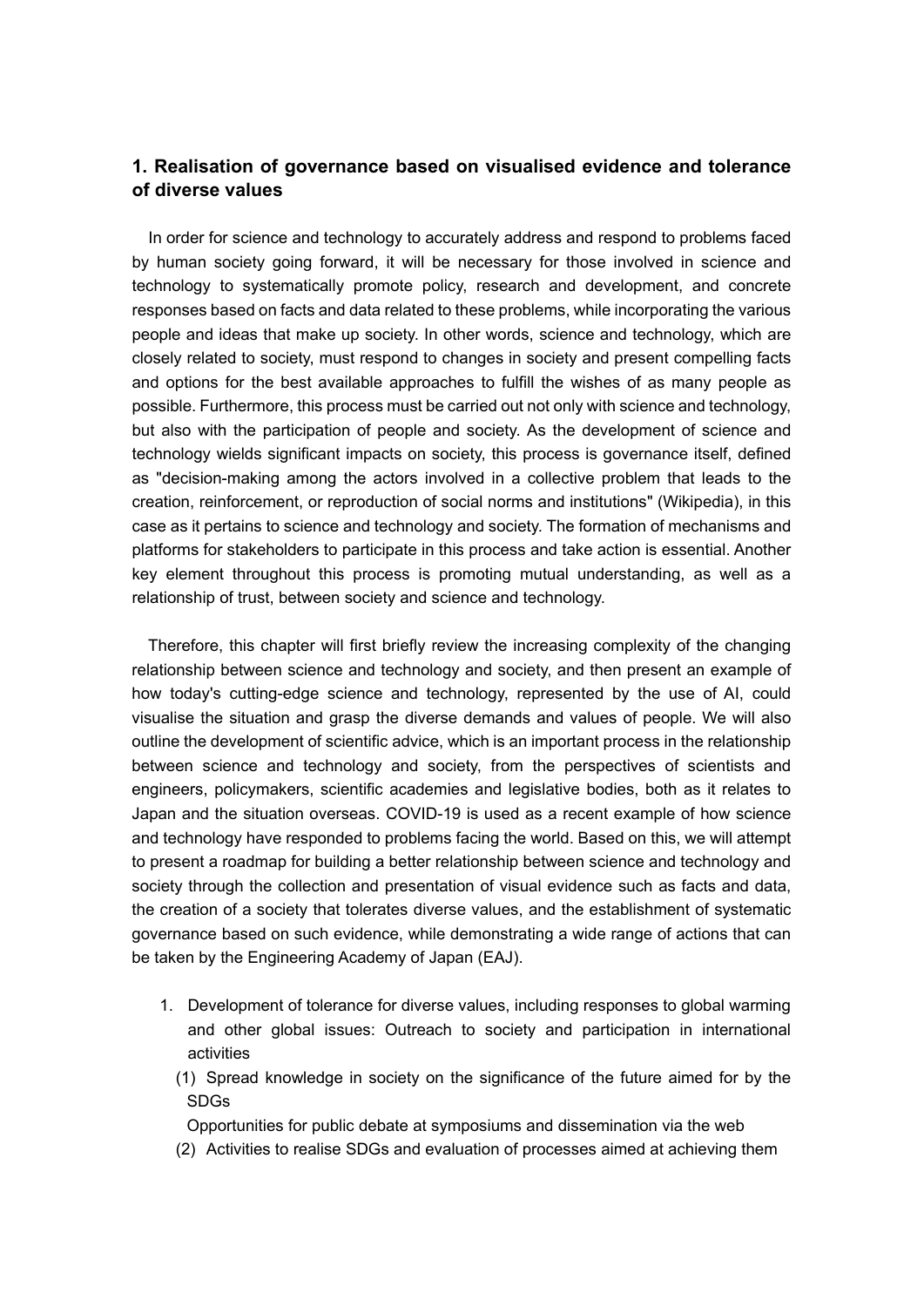## 1. Realisation of governance based on visualised evidence and tolerance of diverse values

In order for science and technology to accurately address and respond to problems faced by human society going forward, it will be necessary for those involved in science and technology to systematically promote policy, research and development, and concrete responses based on facts and data related to these problems, while incorporating the various people and ideas that make up society. In other words, science and technology, which are closely related to society, must respond to changes in society and present compelling facts and options for the best available approaches to fulfill the wishes of as many people as possible. Furthermore, this process must be carried out not only with science and technology, but also with the participation of people and society. As the development of science and technology wields significant impacts on society, this process is governance itself, defined as "decision-making among the actors involved in a collective problem that leads to the creation, reinforcement, or reproduction of social norms and institutions" (Wikipedia), in this case as it pertains to science and technology and society. The formation of mechanisms and platforms for stakeholders to participate in this process and take action is essential. Another key element throughout this process is promoting mutual understanding, as well as a relationship of trust, between society and science and technology.

Therefore, this chapter will first briefly review the increasing complexity of the changing relationship between science and technology and society, and then present an example of how today's cutting-edge science and technology, represented by the use of AI, could visualise the situation and grasp the diverse demands and values of people. We will also outline the development of scientific advice, which is an important process in the relationship between science and technology and society, from the perspectives of scientists and engineers, policymakers, scientific academies and legislative bodies, both as it relates to Japan and the situation overseas. COVID-19 is used as a recent example of how science and technology have responded to problems facing the world. Based on this, we will attempt to present a roadmap for building a better relationship between science and technology and society through the collection and presentation of visual evidence such as facts and data, the creation of a society that tolerates diverse values, and the establishment of systematic governance based on such evidence, while demonstrating a wide range of actions that can be taken by the Engineering Academy of Japan (EAJ).

1. Development of tolerance for diverse values, including responses to global warming and other global issues: Outreach to society and participation in international activities
   (1) Spread knowledge in society on the significance of the future aimed for by the SDGs
   Opportunities for public debate at symposiums and dissemination via the web
   (2) Activities to realise SDGs and evaluation of processes aimed at achieving them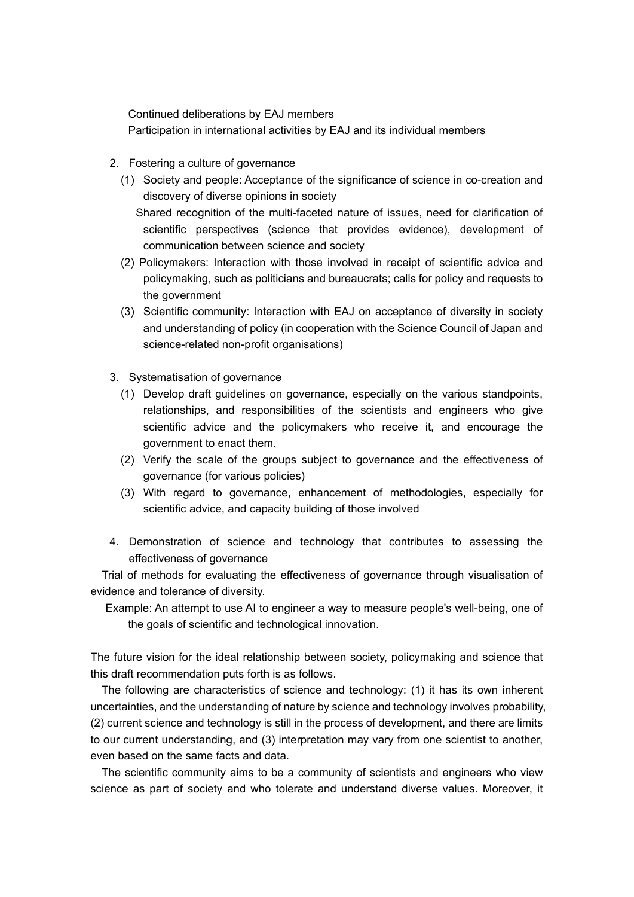Continued deliberations by EAJ members

Participation in international activities by EAJ and its individual members

2. Fostering a culture of governance
   (1) Society and people: Acceptance of the significance of science in co-creation and discovery of diverse opinions in society
   
   Shared recognition of the multi-faceted nature of issues, need for clarification of scientific perspectives (science that provides evidence), development of communication between science and society
   
   (2) Policymakers: Interaction with those involved in receipt of scientific advice and policymaking, such as politicians and bureaucrats; calls for policy and requests to the government
   
   (3) Scientific community: Interaction with EAJ on acceptance of diversity in society and understanding of policy (in cooperation with the Science Council of Japan and science-related non-profit organisations)

3. Systematisation of governance
   (1) Develop draft guidelines on governance, especially on the various standpoints, relationships, and responsibilities of the scientists and engineers who give scientific advice and the policymakers who receive it, and encourage the government to enact them.
   
   (2) Verify the scale of the groups subject to governance and the effectiveness of governance (for various policies)
   
   (3) With regard to governance, enhancement of methodologies, especially for scientific advice, and capacity building of those involved

4. Demonstration of science and technology that contributes to assessing the effectiveness of governance

Trial of methods for evaluating the effectiveness of governance through visualisation of evidence and tolerance of diversity.

Example: An attempt to use AI to engineer a way to measure people's well-being, one of the goals of scientific and technological innovation.

The future vision for the ideal relationship between society, policymaking and science that this draft recommendation puts forth is as follows.

The following are characteristics of science and technology: (1) it has its own inherent uncertainties, and the understanding of nature by science and technology involves probability, (2) current science and technology is still in the process of development, and there are limits to our current understanding, and (3) interpretation may vary from one scientist to another, even based on the same facts and data.

The scientific community aims to be a community of scientists and engineers who view science as part of society and who tolerate and understand diverse values. Moreover, it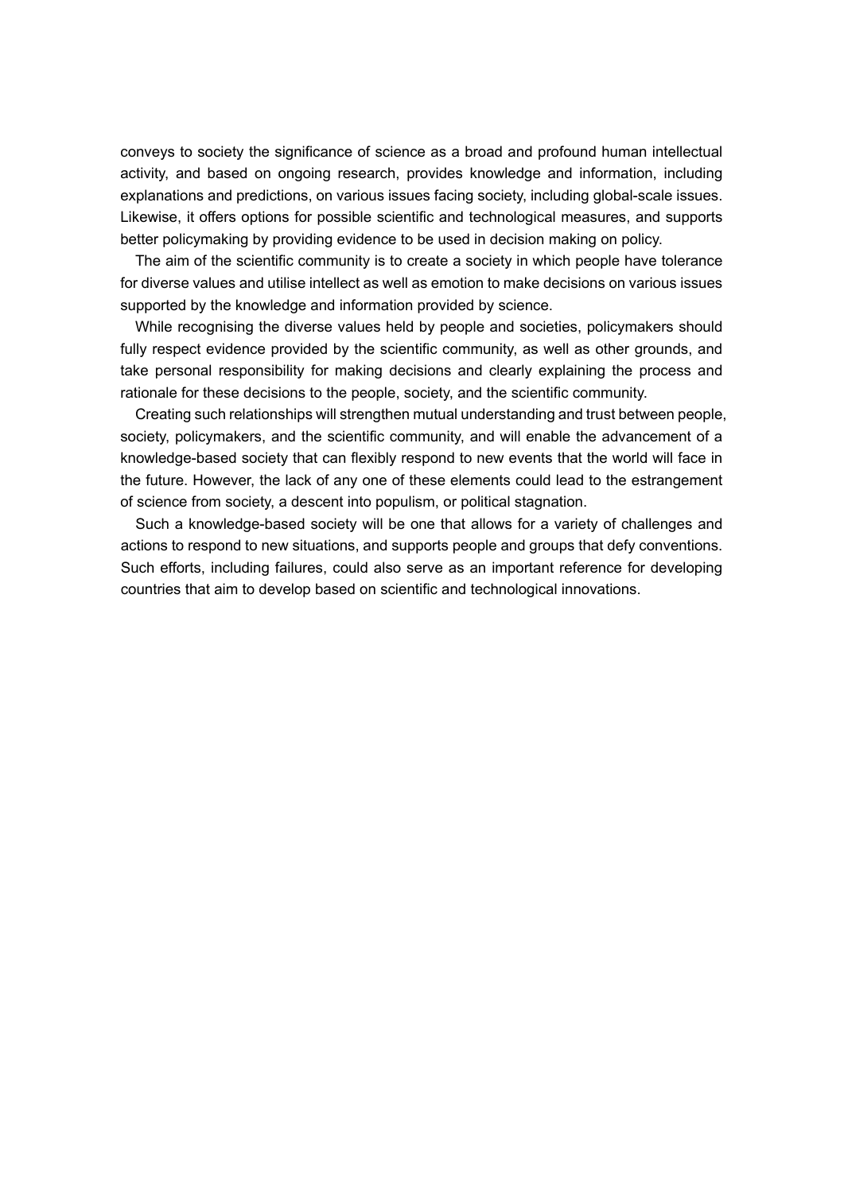conveys to society the significance of science as a broad and profound human intellectual activity, and based on ongoing research, provides knowledge and information, including explanations and predictions, on various issues facing society, including global-scale issues. Likewise, it offers options for possible scientific and technological measures, and supports better policymaking by providing evidence to be used in decision making on policy.

The aim of the scientific community is to create a society in which people have tolerance for diverse values and utilise intellect as well as emotion to make decisions on various issues supported by the knowledge and information provided by science.

While recognising the diverse values held by people and societies, policymakers should fully respect evidence provided by the scientific community, as well as other grounds, and take personal responsibility for making decisions and clearly explaining the process and rationale for these decisions to the people, society, and the scientific community.

Creating such relationships will strengthen mutual understanding and trust between people, society, policymakers, and the scientific community, and will enable the advancement of a knowledge-based society that can flexibly respond to new events that the world will face in the future. However, the lack of any one of these elements could lead to the estrangement of science from society, a descent into populism, or political stagnation.

Such a knowledge-based society will be one that allows for a variety of challenges and actions to respond to new situations, and supports people and groups that defy conventions. Such efforts, including failures, could also serve as an important reference for developing countries that aim to develop based on scientific and technological innovations.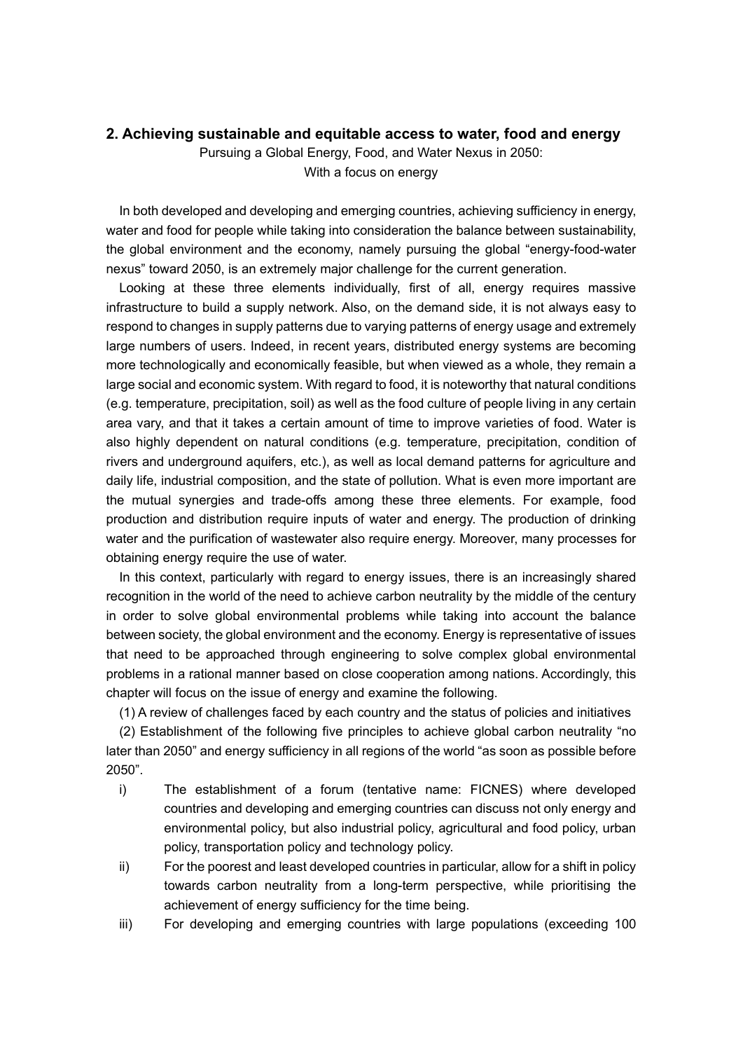## 2. Achieving sustainable and equitable access to water, food and energy

Pursuing a Global Energy, Food, and Water Nexus in 2050:
With a focus on energy

In both developed and developing and emerging countries, achieving sufficiency in energy, water and food for people while taking into consideration the balance between sustainability, the global environment and the economy, namely pursuing the global "energy-food-water nexus" toward 2050, is an extremely major challenge for the current generation.

Looking at these three elements individually, first of all, energy requires massive infrastructure to build a supply network. Also, on the demand side, it is not always easy to respond to changes in supply patterns due to varying patterns of energy usage and extremely large numbers of users. Indeed, in recent years, distributed energy systems are becoming more technologically and economically feasible, but when viewed as a whole, they remain a large social and economic system. With regard to food, it is noteworthy that natural conditions (e.g. temperature, precipitation, soil) as well as the food culture of people living in any certain area vary, and that it takes a certain amount of time to improve varieties of food. Water is also highly dependent on natural conditions (e.g. temperature, precipitation, condition of rivers and underground aquifers, etc.), as well as local demand patterns for agriculture and daily life, industrial composition, and the state of pollution. What is even more important are the mutual synergies and trade-offs among these three elements. For example, food production and distribution require inputs of water and energy. The production of drinking water and the purification of wastewater also require energy. Moreover, many processes for obtaining energy require the use of water.

In this context, particularly with regard to energy issues, there is an increasingly shared recognition in the world of the need to achieve carbon neutrality by the middle of the century in order to solve global environmental problems while taking into account the balance between society, the global environment and the economy. Energy is representative of issues that need to be approached through engineering to solve complex global environmental problems in a rational manner based on close cooperation among nations. Accordingly, this chapter will focus on the issue of energy and examine the following.

(1) A review of challenges faced by each country and the status of policies and initiatives

(2) Establishment of the following five principles to achieve global carbon neutrality "no later than 2050" and energy sufficiency in all regions of the world "as soon as possible before 2050".

i) The establishment of a forum (tentative name: FICNES) where developed countries and developing and emerging countries can discuss not only energy and environmental policy, but also industrial policy, agricultural and food policy, urban policy, transportation policy and technology policy.

ii) For the poorest and least developed countries in particular, allow for a shift in policy towards carbon neutrality from a long-term perspective, while prioritising the achievement of energy sufficiency for the time being.

iii) For developing and emerging countries with large populations (exceeding 100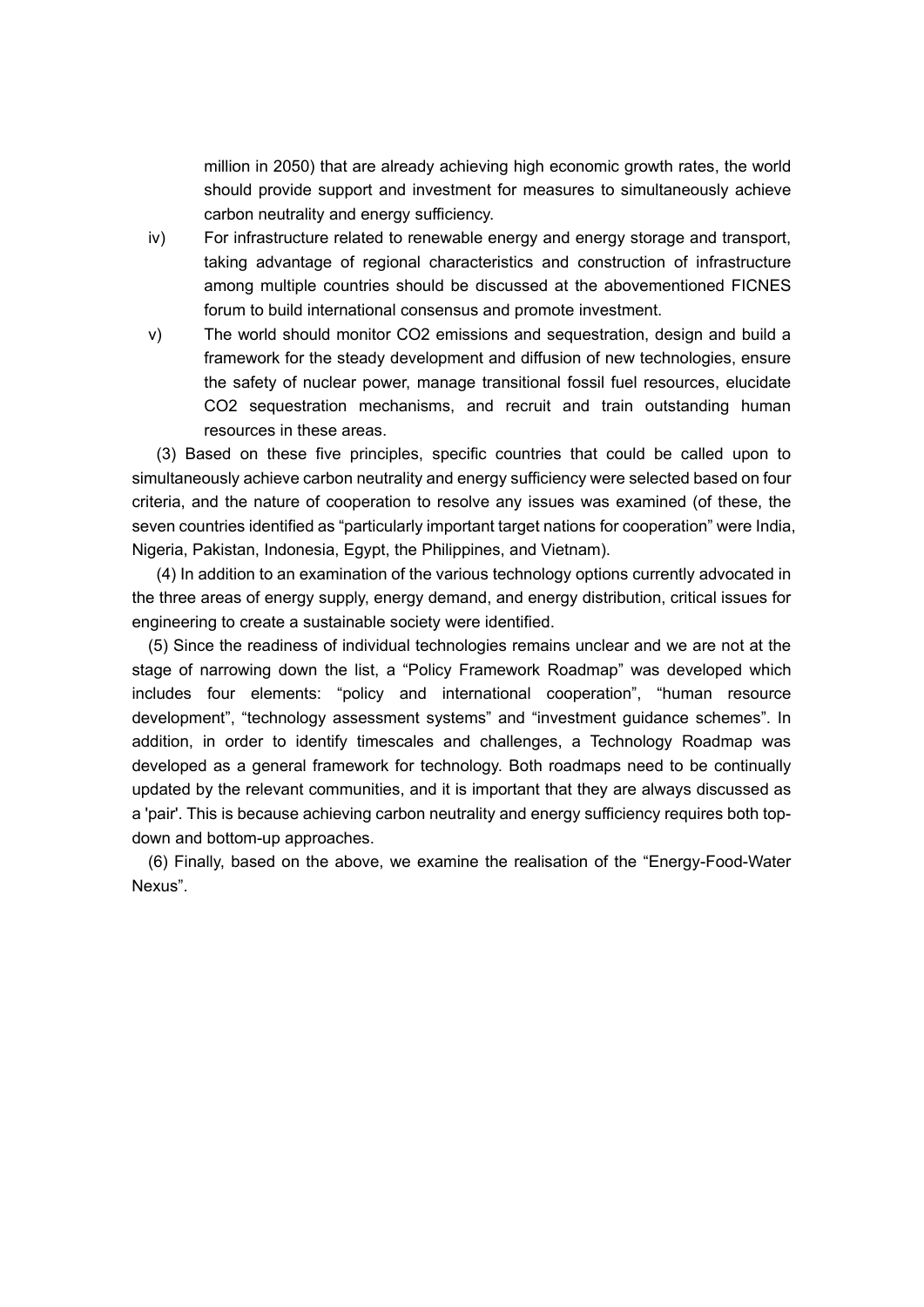million in 2050) that are already achieving high economic growth rates, the world should provide support and investment for measures to simultaneously achieve carbon neutrality and energy sufficiency.

iv) For infrastructure related to renewable energy and energy storage and transport, taking advantage of regional characteristics and construction of infrastructure among multiple countries should be discussed at the abovementioned FICNES forum to build international consensus and promote investment.

v) The world should monitor $CO_2$ emissions and sequestration, design and build a framework for the steady development and diffusion of new technologies, ensure the safety of nuclear power, manage transitional fossil fuel resources, elucidate $CO_2$ sequestration mechanisms, and recruit and train outstanding human resources in these areas.

(3) Based on these five principles, specific countries that could be called upon to simultaneously achieve carbon neutrality and energy sufficiency were selected based on four criteria, and the nature of cooperation to resolve any issues was examined (of these, the seven countries identified as "particularly important target nations for cooperation" were India, Nigeria, Pakistan, Indonesia, Egypt, the Philippines, and Vietnam).

(4) In addition to an examination of the various technology options currently advocated in the three areas of energy supply, energy demand, and energy distribution, critical issues for engineering to create a sustainable society were identified.

(5) Since the readiness of individual technologies remains unclear and we are not at the stage of narrowing down the list, a "Policy Framework Roadmap" was developed which includes four elements: "policy and international cooperation", "human resource development", "technology assessment systems" and "investment guidance schemes". In addition, in order to identify timescales and challenges, a Technology Roadmap was developed as a general framework for technology. Both roadmaps need to be continually updated by the relevant communities, and it is important that they are always discussed as a 'pair'. This is because achieving carbon neutrality and energy sufficiency requires both top-down and bottom-up approaches.

(6) Finally, based on the above, we examine the realisation of the "Energy-Food-Water Nexus".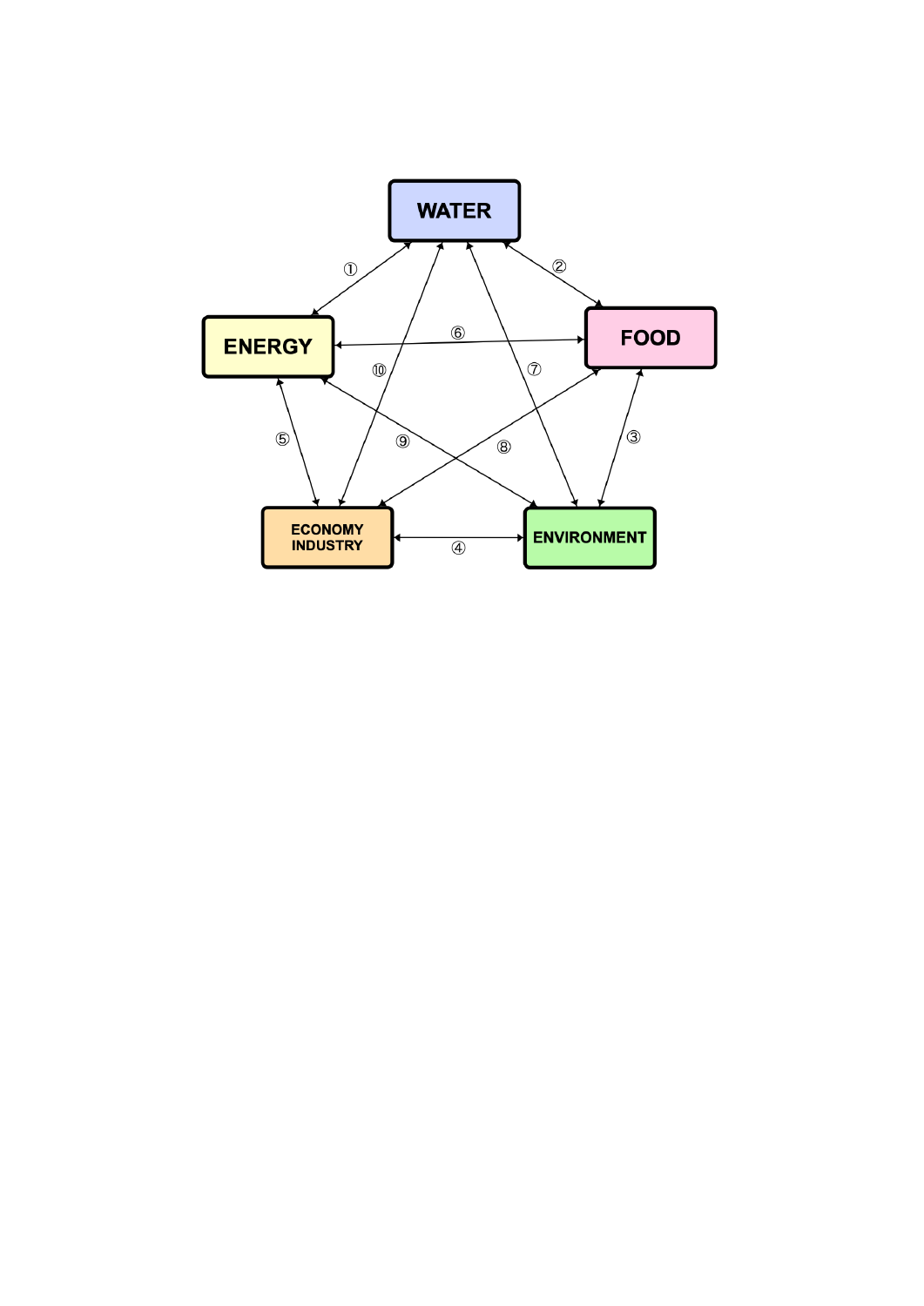WATER

① ②

ENERGY ⑥ FOOD

⑩ ⑦

⑤ ⑨ ⑧ ③

ECONOMY INDUSTRY ④ ENVIRONMENT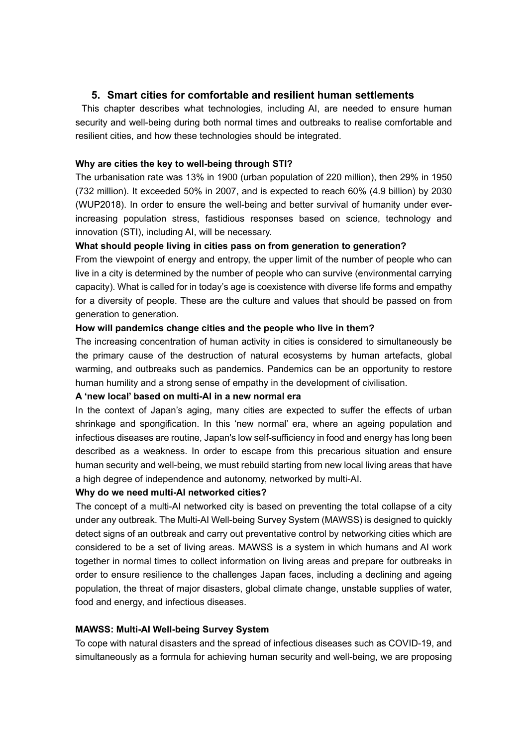## 5. Smart cities for comfortable and resilient human settlements

This chapter describes what technologies, including AI, are needed to ensure human security and well-being during both normal times and outbreaks to realise comfortable and resilient cities, and how these technologies should be integrated.

**Why are cities the key to well-being through STI?**

The urbanisation rate was 13% in 1900 (urban population of 220 million), then 29% in 1950 (732 million). It exceeded 50% in 2007, and is expected to reach 60% (4.9 billion) by 2030 (WUP2018). In order to ensure the well-being and better survival of humanity under ever-increasing population stress, fastidious responses based on science, technology and innovation (STI), including AI, will be necessary.

**What should people living in cities pass on from generation to generation?**

From the viewpoint of energy and entropy, the upper limit of the number of people who can live in a city is determined by the number of people who can survive (environmental carrying capacity). What is called for in today's age is coexistence with diverse life forms and empathy for a diversity of people. These are the culture and values that should be passed on from generation to generation.

**How will pandemics change cities and the people who live in them?**

The increasing concentration of human activity in cities is considered to simultaneously be the primary cause of the destruction of natural ecosystems by human artefacts, global warming, and outbreaks such as pandemics. Pandemics can be an opportunity to restore human humility and a strong sense of empathy in the development of civilisation.

**A 'new local' based on multi-AI in a new normal era**

In the context of Japan's aging, many cities are expected to suffer the effects of urban shrinkage and spongification. In this 'new normal' era, where an ageing population and infectious diseases are routine, Japan's low self-sufficiency in food and energy has long been described as a weakness. In order to escape from this precarious situation and ensure human security and well-being, we must rebuild starting from new local living areas that have a high degree of independence and autonomy, networked by multi-AI.

**Why do we need multi-AI networked cities?**

The concept of a multi-AI networked city is based on preventing the total collapse of a city under any outbreak. The Multi-AI Well-being Survey System (MAWSS) is designed to quickly detect signs of an outbreak and carry out preventative control by networking cities which are considered to be a set of living areas. MAWSS is a system in which humans and AI work together in normal times to collect information on living areas and prepare for outbreaks in order to ensure resilience to the challenges Japan faces, including a declining and ageing population, the threat of major disasters, global climate change, unstable supplies of water, food and energy, and infectious diseases.

**MAWSS: Multi-AI Well-being Survey System**

To cope with natural disasters and the spread of infectious diseases such as COVID-19, and simultaneously as a formula for achieving human security and well-being, we are proposing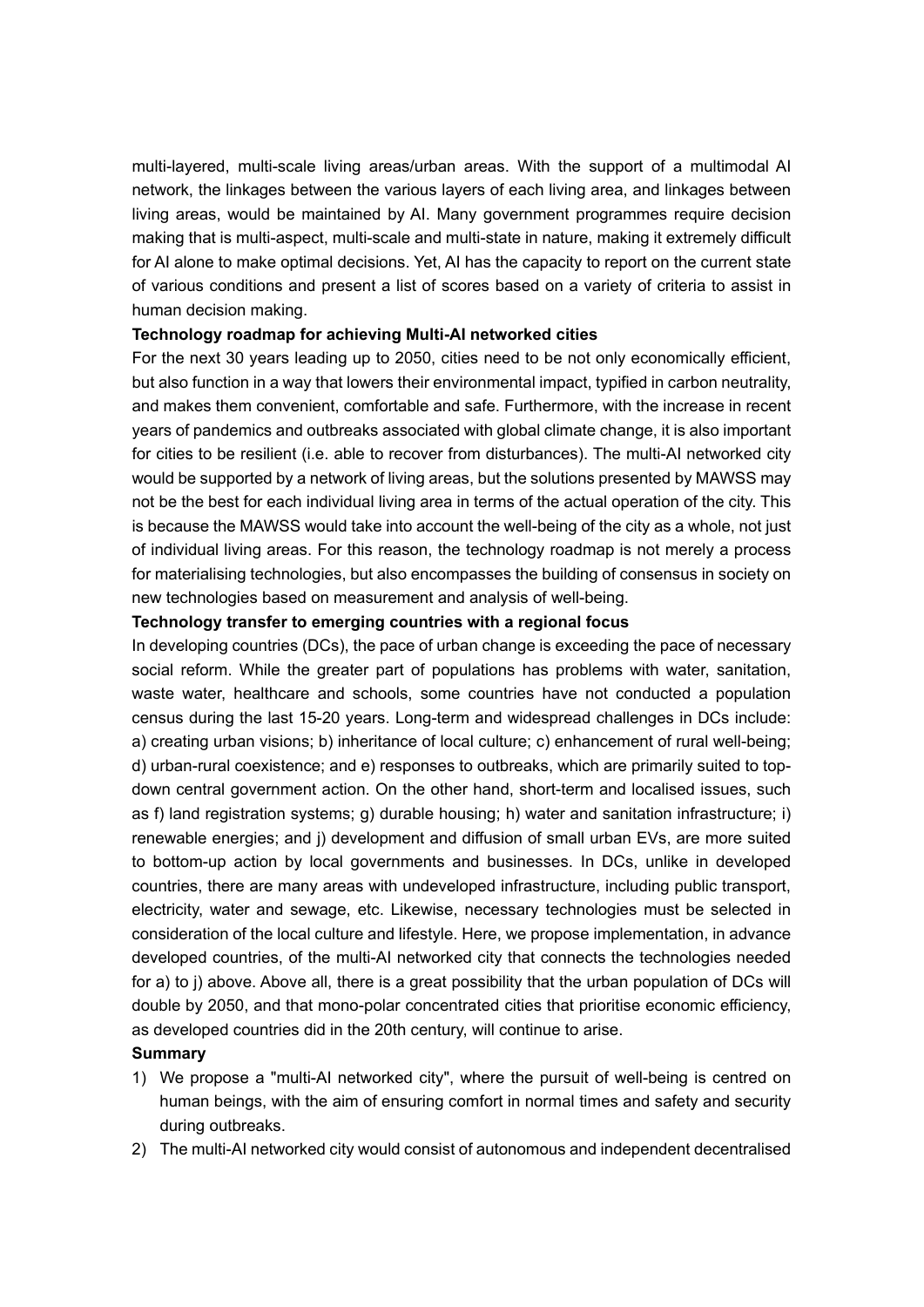multi-layered, multi-scale living areas/urban areas. With the support of a multimodal AI network, the linkages between the various layers of each living area, and linkages between living areas, would be maintained by AI. Many government programmes require decision making that is multi-aspect, multi-scale and multi-state in nature, making it extremely difficult for AI alone to make optimal decisions. Yet, AI has the capacity to report on the current state of various conditions and present a list of scores based on a variety of criteria to assist in human decision making.

**Technology roadmap for achieving Multi-AI networked cities**

For the next 30 years leading up to 2050, cities need to be not only economically efficient, but also function in a way that lowers their environmental impact, typified in carbon neutrality, and makes them convenient, comfortable and safe. Furthermore, with the increase in recent years of pandemics and outbreaks associated with global climate change, it is also important for cities to be resilient (i.e. able to recover from disturbances). The multi-AI networked city would be supported by a network of living areas, but the solutions presented by MAWSS may not be the best for each individual living area in terms of the actual operation of the city. This is because the MAWSS would take into account the well-being of the city as a whole, not just of individual living areas. For this reason, the technology roadmap is not merely a process for materialising technologies, but also encompasses the building of consensus in society on new technologies based on measurement and analysis of well-being.

**Technology transfer to emerging countries with a regional focus**

In developing countries (DCs), the pace of urban change is exceeding the pace of necessary social reform. While the greater part of populations has problems with water, sanitation, waste water, healthcare and schools, some countries have not conducted a population census during the last 15-20 years. Long-term and widespread challenges in DCs include: a) creating urban visions; b) inheritance of local culture; c) enhancement of rural well-being; d) urban-rural coexistence; and e) responses to outbreaks, which are primarily suited to top-down central government action. On the other hand, short-term and localised issues, such as f) land registration systems; g) durable housing; h) water and sanitation infrastructure; i) renewable energies; and j) development and diffusion of small urban EVs, are more suited to bottom-up action by local governments and businesses. In DCs, unlike in developed countries, there are many areas with undeveloped infrastructure, including public transport, electricity, water and sewage, etc. Likewise, necessary technologies must be selected in consideration of the local culture and lifestyle. Here, we propose implementation, in advance developed countries, of the multi-AI networked city that connects the technologies needed for a) to j) above. Above all, there is a great possibility that the urban population of DCs will double by 2050, and that mono-polar concentrated cities that prioritise economic efficiency, as developed countries did in the 20th century, will continue to arise.

**Summary**

1) We propose a "multi-AI networked city", where the pursuit of well-being is centred on human beings, with the aim of ensuring comfort in normal times and safety and security during outbreaks.
2) The multi-AI networked city would consist of autonomous and independent decentralised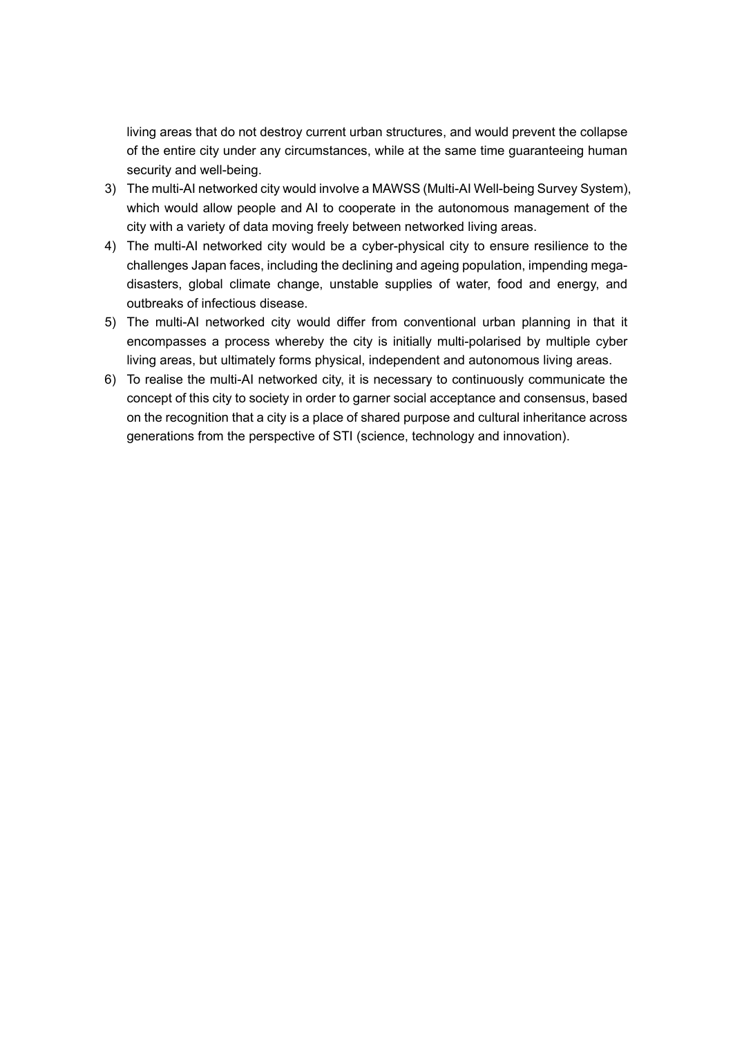living areas that do not destroy current urban structures, and would prevent the collapse of the entire city under any circumstances, while at the same time guaranteeing human security and well-being.

3) The multi-AI networked city would involve a MAWSS (Multi-AI Well-being Survey System), which would allow people and AI to cooperate in the autonomous management of the city with a variety of data moving freely between networked living areas.
4) The multi-AI networked city would be a cyber-physical city to ensure resilience to the challenges Japan faces, including the declining and ageing population, impending mega-disasters, global climate change, unstable supplies of water, food and energy, and outbreaks of infectious disease.
5) The multi-AI networked city would differ from conventional urban planning in that it encompasses a process whereby the city is initially multi-polarised by multiple cyber living areas, but ultimately forms physical, independent and autonomous living areas.
6) To realise the multi-AI networked city, it is necessary to continuously communicate the concept of this city to society in order to garner social acceptance and consensus, based on the recognition that a city is a place of shared purpose and cultural inheritance across generations from the perspective of STI (science, technology and innovation).